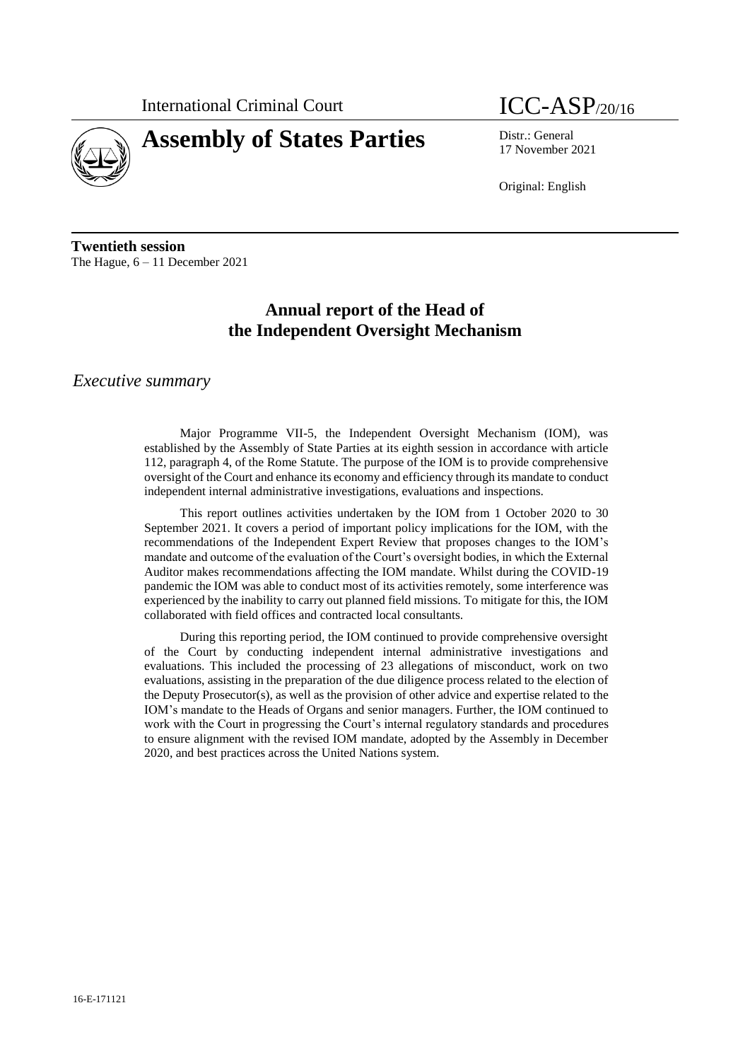International Criminal Court

# Assembly of States Parties

ICC-ASP/20/16

Distr.: General
17 November 2021

Original: English

**Twentieth session**
The Hague, 6 – 11 December 2021

## Annual report of the Head of the Independent Oversight Mechanism

### *Executive summary*

Major Programme VII-5, the Independent Oversight Mechanism (IOM), was established by the Assembly of State Parties at its eighth session in accordance with article 112, paragraph 4, of the Rome Statute. The purpose of the IOM is to provide comprehensive oversight of the Court and enhance its economy and efficiency through its mandate to conduct independent internal administrative investigations, evaluations and inspections.

This report outlines activities undertaken by the IOM from 1 October 2020 to 30 September 2021. It covers a period of important policy implications for the IOM, with the recommendations of the Independent Expert Review that proposes changes to the IOM's mandate and outcome of the evaluation of the Court's oversight bodies, in which the External Auditor makes recommendations affecting the IOM mandate. Whilst during the COVID-19 pandemic the IOM was able to conduct most of its activities remotely, some interference was experienced by the inability to carry out planned field missions. To mitigate for this, the IOM collaborated with field offices and contracted local consultants.

During this reporting period, the IOM continued to provide comprehensive oversight of the Court by conducting independent internal administrative investigations and evaluations. This included the processing of 23 allegations of misconduct, work on two evaluations, assisting in the preparation of the due diligence process related to the election of the Deputy Prosecutor(s), as well as the provision of other advice and expertise related to the IOM's mandate to the Heads of Organs and senior managers. Further, the IOM continued to work with the Court in progressing the Court's internal regulatory standards and procedures to ensure alignment with the revised IOM mandate, adopted by the Assembly in December 2020, and best practices across the United Nations system.

16-E-171121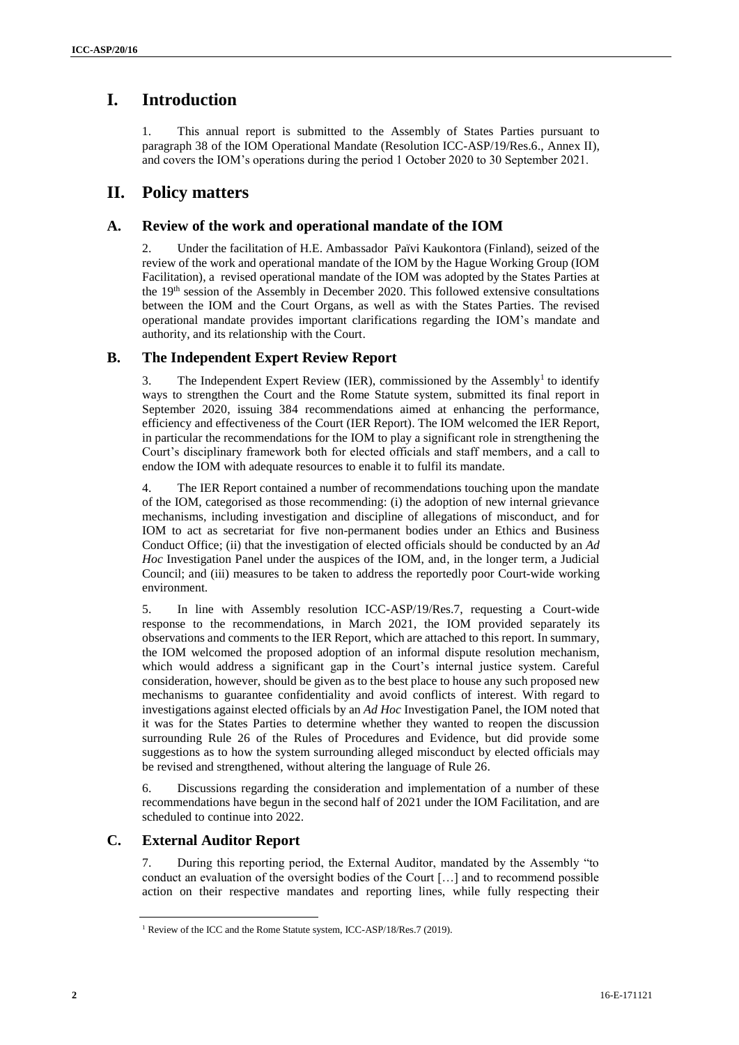# I. Introduction

1. This annual report is submitted to the Assembly of States Parties pursuant to paragraph 38 of the IOM Operational Mandate (Resolution ICC-ASP/19/Res.6., Annex II), and covers the IOM's operations during the period 1 October 2020 to 30 September 2021.

# II. Policy matters

## A. Review of the work and operational mandate of the IOM

2. Under the facilitation of H.E. Ambassador Päivi Kaukontora (Finland), seized of the review of the work and operational mandate of the IOM by the Hague Working Group (IOM Facilitation), a revised operational mandate of the IOM was adopted by the States Parties at the 19th session of the Assembly in December 2020. This followed extensive consultations between the IOM and the Court Organs, as well as with the States Parties. The revised operational mandate provides important clarifications regarding the IOM's mandate and authority, and its relationship with the Court.

## B. The Independent Expert Review Report

3. The Independent Expert Review (IER), commissioned by the Assembly[1] to identify ways to strengthen the Court and the Rome Statute system, submitted its final report in September 2020, issuing 384 recommendations aimed at enhancing the performance, efficiency and effectiveness of the Court (IER Report). The IOM welcomed the IER Report, in particular the recommendations for the IOM to play a significant role in strengthening the Court's disciplinary framework both for elected officials and staff members, and a call to endow the IOM with adequate resources to enable it to fulfil its mandate.

4. The IER Report contained a number of recommendations touching upon the mandate of the IOM, categorised as those recommending: (i) the adoption of new internal grievance mechanisms, including investigation and discipline of allegations of misconduct, and for IOM to act as secretariat for five non-permanent bodies under an Ethics and Business Conduct Office; (ii) that the investigation of elected officials should be conducted by an *Ad Hoc* Investigation Panel under the auspices of the IOM, and, in the longer term, a Judicial Council; and (iii) measures to be taken to address the reportedly poor Court-wide working environment.

5. In line with Assembly resolution ICC-ASP/19/Res.7, requesting a Court-wide response to the recommendations, in March 2021, the IOM provided separately its observations and comments to the IER Report, which are attached to this report. In summary, the IOM welcomed the proposed adoption of an informal dispute resolution mechanism, which would address a significant gap in the Court's internal justice system. Careful consideration, however, should be given as to the best place to house any such proposed new mechanisms to guarantee confidentiality and avoid conflicts of interest. With regard to investigations against elected officials by an *Ad Hoc* Investigation Panel, the IOM noted that it was for the States Parties to determine whether they wanted to reopen the discussion surrounding Rule 26 of the Rules of Procedures and Evidence, but did provide some suggestions as to how the system surrounding alleged misconduct by elected officials may be revised and strengthened, without altering the language of Rule 26.

6. Discussions regarding the consideration and implementation of a number of these recommendations have begun in the second half of 2021 under the IOM Facilitation, and are scheduled to continue into 2022.

## C. External Auditor Report

7. During this reporting period, the External Auditor, mandated by the Assembly "to conduct an evaluation of the oversight bodies of the Court […] and to recommend possible action on their respective mandates and reporting lines, while fully respecting their

[1] Review of the ICC and the Rome Statute system, ICC-ASP/18/Res.7 (2019).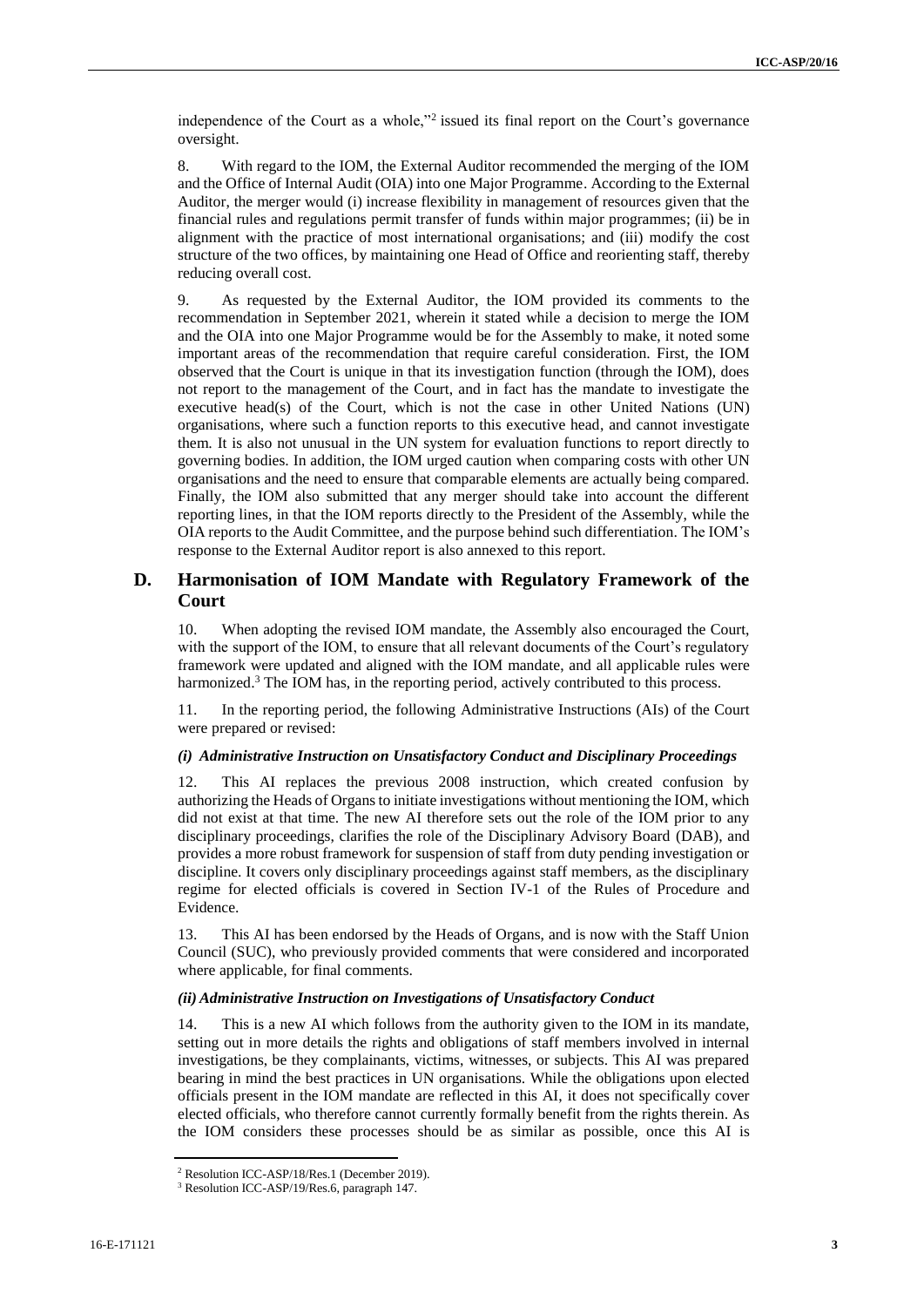independence of the Court as a whole,"[2] issued its final report on the Court's governance oversight.

8. With regard to the IOM, the External Auditor recommended the merging of the IOM and the Office of Internal Audit (OIA) into one Major Programme. According to the External Auditor, the merger would (i) increase flexibility in management of resources given that the financial rules and regulations permit transfer of funds within major programmes; (ii) be in alignment with the practice of most international organisations; and (iii) modify the cost structure of the two offices, by maintaining one Head of Office and reorienting staff, thereby reducing overall cost.

9. As requested by the External Auditor, the IOM provided its comments to the recommendation in September 2021, wherein it stated while a decision to merge the IOM and the OIA into one Major Programme would be for the Assembly to make, it noted some important areas of the recommendation that require careful consideration. First, the IOM observed that the Court is unique in that its investigation function (through the IOM), does not report to the management of the Court, and in fact has the mandate to investigate the executive head(s) of the Court, which is not the case in other United Nations (UN) organisations, where such a function reports to this executive head, and cannot investigate them. It is also not unusual in the UN system for evaluation functions to report directly to governing bodies. In addition, the IOM urged caution when comparing costs with other UN organisations and the need to ensure that comparable elements are actually being compared. Finally, the IOM also submitted that any merger should take into account the different reporting lines, in that the IOM reports directly to the President of the Assembly, while the OIA reports to the Audit Committee, and the purpose behind such differentiation. The IOM's response to the External Auditor report is also annexed to this report.

## D. Harmonisation of IOM Mandate with Regulatory Framework of the Court

10. When adopting the revised IOM mandate, the Assembly also encouraged the Court, with the support of the IOM, to ensure that all relevant documents of the Court's regulatory framework were updated and aligned with the IOM mandate, and all applicable rules were harmonized.[3] The IOM has, in the reporting period, actively contributed to this process.

11. In the reporting period, the following Administrative Instructions (AIs) of the Court were prepared or revised:

### *(i) Administrative Instruction on Unsatisfactory Conduct and Disciplinary Proceedings*

12. This AI replaces the previous 2008 instruction, which created confusion by authorizing the Heads of Organs to initiate investigations without mentioning the IOM, which did not exist at that time. The new AI therefore sets out the role of the IOM prior to any disciplinary proceedings, clarifies the role of the Disciplinary Advisory Board (DAB), and provides a more robust framework for suspension of staff from duty pending investigation or discipline. It covers only disciplinary proceedings against staff members, as the disciplinary regime for elected officials is covered in Section IV-1 of the Rules of Procedure and Evidence.

13. This AI has been endorsed by the Heads of Organs, and is now with the Staff Union Council (SUC), who previously provided comments that were considered and incorporated where applicable, for final comments.

### *(ii) Administrative Instruction on Investigations of Unsatisfactory Conduct*

14. This is a new AI which follows from the authority given to the IOM in its mandate, setting out in more details the rights and obligations of staff members involved in internal investigations, be they complainants, victims, witnesses, or subjects. This AI was prepared bearing in mind the best practices in UN organisations. While the obligations upon elected officials present in the IOM mandate are reflected in this AI, it does not specifically cover elected officials, who therefore cannot currently formally benefit from the rights therein. As the IOM considers these processes should be as similar as possible, once this AI is

---

[2] Resolution ICC-ASP/18/Res.1 (December 2019).

[3] Resolution ICC-ASP/19/Res.6, paragraph 147.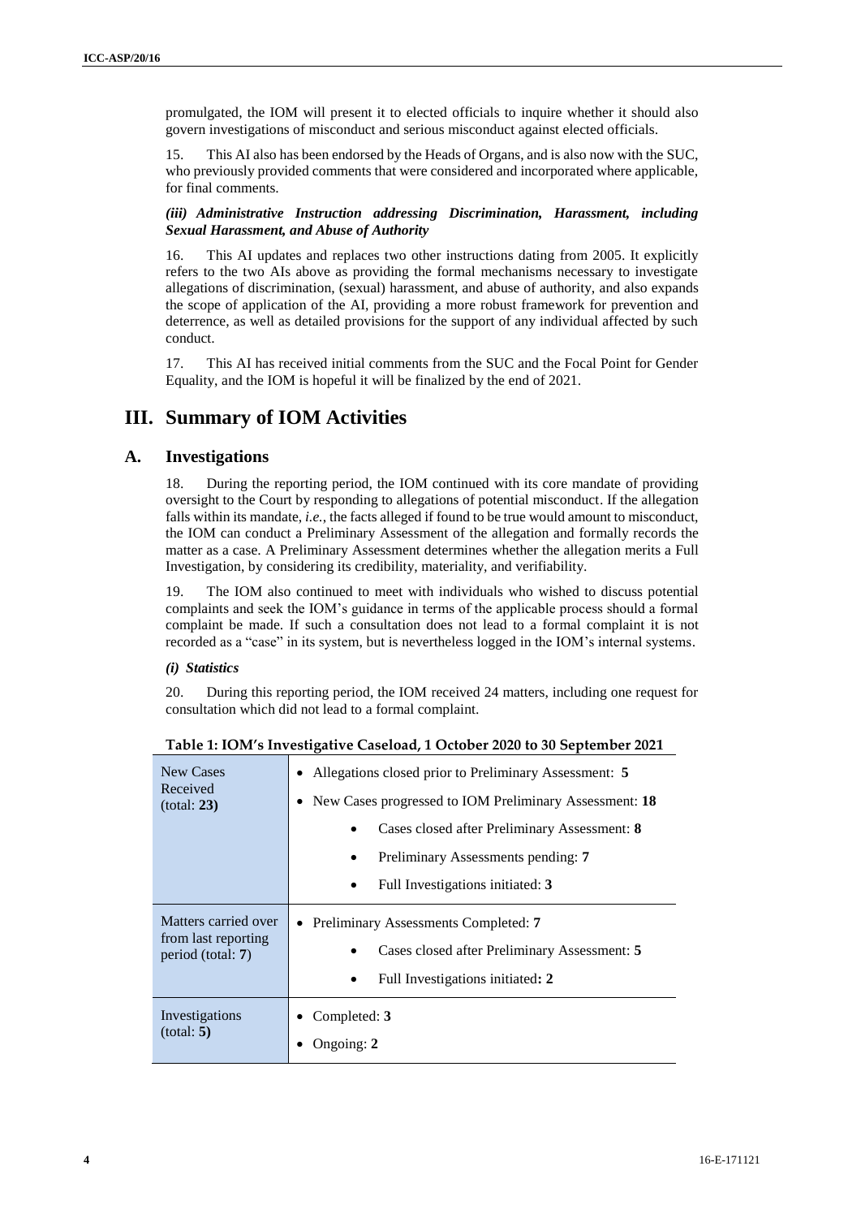promulgated, the IOM will present it to elected officials to inquire whether it should also govern investigations of misconduct and serious misconduct against elected officials.

15. This AI also has been endorsed by the Heads of Organs, and is also now with the SUC, who previously provided comments that were considered and incorporated where applicable, for final comments.

#### *(iii) Administrative Instruction addressing Discrimination, Harassment, including Sexual Harassment, and Abuse of Authority*

16. This AI updates and replaces two other instructions dating from 2005. It explicitly refers to the two AIs above as providing the formal mechanisms necessary to investigate allegations of discrimination, (sexual) harassment, and abuse of authority, and also expands the scope of application of the AI, providing a more robust framework for prevention and deterrence, as well as detailed provisions for the support of any individual affected by such conduct.

17. This AI has received initial comments from the SUC and the Focal Point for Gender Equality, and the IOM is hopeful it will be finalized by the end of 2021.

# III. Summary of IOM Activities

## A. Investigations

18. During the reporting period, the IOM continued with its core mandate of providing oversight to the Court by responding to allegations of potential misconduct. If the allegation falls within its mandate, *i.e.*, the facts alleged if found to be true would amount to misconduct, the IOM can conduct a Preliminary Assessment of the allegation and formally records the matter as a case. A Preliminary Assessment determines whether the allegation merits a Full Investigation, by considering its credibility, materiality, and verifiability.

19. The IOM also continued to meet with individuals who wished to discuss potential complaints and seek the IOM's guidance in terms of the applicable process should a formal complaint be made. If such a consultation does not lead to a formal complaint it is not recorded as a "case" in its system, but is nevertheless logged in the IOM's internal systems.

#### *(i) Statistics*

20. During this reporting period, the IOM received 24 matters, including one request for consultation which did not lead to a formal complaint.

**Table 1: IOM's Investigative Caseload, 1 October 2020 to 30 September 2021**

| | |
|---|---|
| New Cases Received (total: **23**) | • Allegations closed prior to Preliminary Assessment: **5**<br>• New Cases progressed to IOM Preliminary Assessment: **18**<br>&nbsp;&nbsp;&nbsp;&nbsp;• Cases closed after Preliminary Assessment: **8**<br>&nbsp;&nbsp;&nbsp;&nbsp;• Preliminary Assessments pending: **7**<br>&nbsp;&nbsp;&nbsp;&nbsp;• Full Investigations initiated: **3** |
| Matters carried over from last reporting period (total: **7**) | • Preliminary Assessments Completed: 7<br>&nbsp;&nbsp;&nbsp;&nbsp;• Cases closed after Preliminary Assessment: **5**<br>&nbsp;&nbsp;&nbsp;&nbsp;• Full Investigations initiated**: 2** |
| Investigations (total: **5**) | • Completed: **3**<br>• Ongoing: **2** |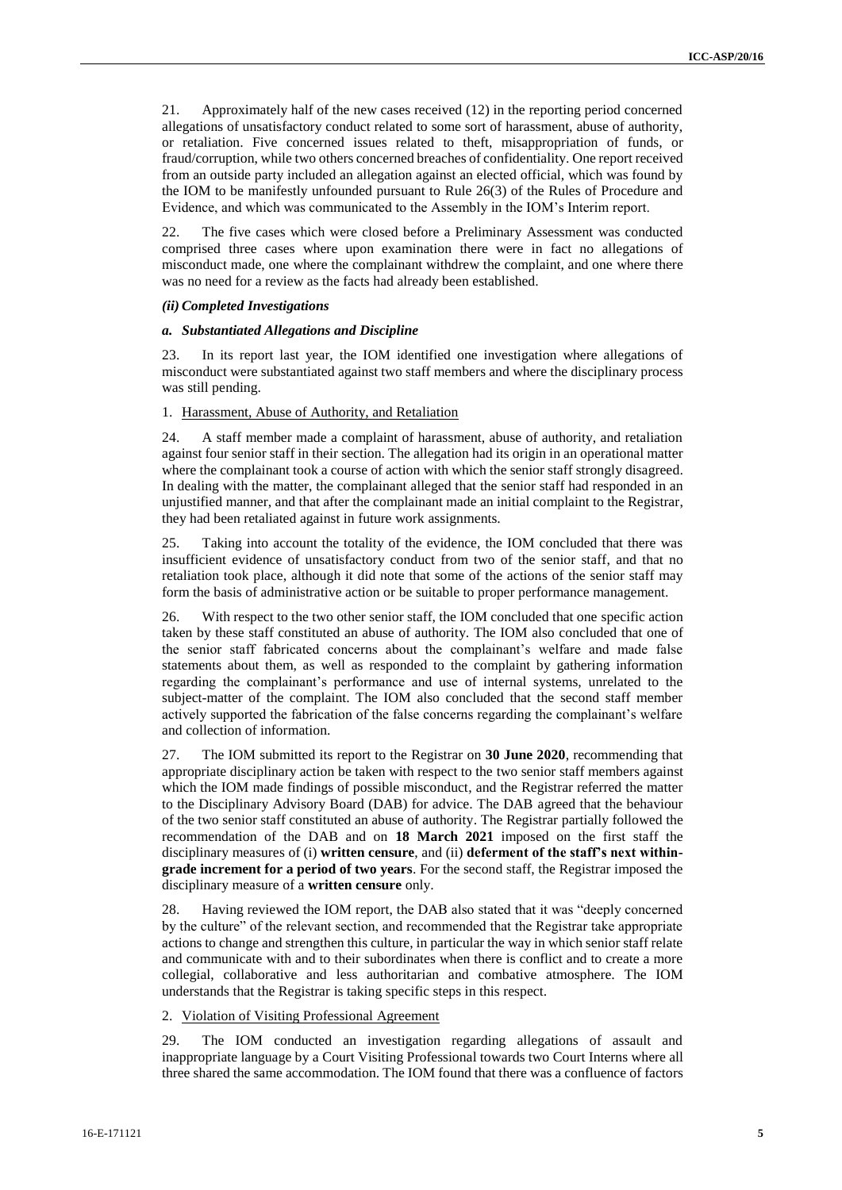21. Approximately half of the new cases received (12) in the reporting period concerned allegations of unsatisfactory conduct related to some sort of harassment, abuse of authority, or retaliation. Five concerned issues related to theft, misappropriation of funds, or fraud/corruption, while two others concerned breaches of confidentiality. One report received from an outside party included an allegation against an elected official, which was found by the IOM to be manifestly unfounded pursuant to Rule 26(3) of the Rules of Procedure and Evidence, and which was communicated to the Assembly in the IOM's Interim report.

22. The five cases which were closed before a Preliminary Assessment was conducted comprised three cases where upon examination there were in fact no allegations of misconduct made, one where the complainant withdrew the complaint, and one where there was no need for a review as the facts had already been established.

### *(ii) Completed Investigations*

#### *a. Substantiated Allegations and Discipline*

23. In its report last year, the IOM identified one investigation where allegations of misconduct were substantiated against two staff members and where the disciplinary process was still pending.

1. Harassment, Abuse of Authority, and Retaliation

24. A staff member made a complaint of harassment, abuse of authority, and retaliation against four senior staff in their section. The allegation had its origin in an operational matter where the complainant took a course of action with which the senior staff strongly disagreed. In dealing with the matter, the complainant alleged that the senior staff had responded in an unjustified manner, and that after the complainant made an initial complaint to the Registrar, they had been retaliated against in future work assignments.

25. Taking into account the totality of the evidence, the IOM concluded that there was insufficient evidence of unsatisfactory conduct from two of the senior staff, and that no retaliation took place, although it did note that some of the actions of the senior staff may form the basis of administrative action or be suitable to proper performance management.

26. With respect to the two other senior staff, the IOM concluded that one specific action taken by these staff constituted an abuse of authority. The IOM also concluded that one of the senior staff fabricated concerns about the complainant's welfare and made false statements about them, as well as responded to the complaint by gathering information regarding the complainant's performance and use of internal systems, unrelated to the subject-matter of the complaint. The IOM also concluded that the second staff member actively supported the fabrication of the false concerns regarding the complainant's welfare and collection of information.

27. The IOM submitted its report to the Registrar on **30 June 2020**, recommending that appropriate disciplinary action be taken with respect to the two senior staff members against which the IOM made findings of possible misconduct, and the Registrar referred the matter to the Disciplinary Advisory Board (DAB) for advice. The DAB agreed that the behaviour of the two senior staff constituted an abuse of authority. The Registrar partially followed the recommendation of the DAB and on **18 March 2021** imposed on the first staff the disciplinary measures of (i) **written censure**, and (ii) **deferment of the staff's next within-grade increment for a period of two years**. For the second staff, the Registrar imposed the disciplinary measure of a **written censure** only.

28. Having reviewed the IOM report, the DAB also stated that it was "deeply concerned by the culture" of the relevant section, and recommended that the Registrar take appropriate actions to change and strengthen this culture, in particular the way in which senior staff relate and communicate with and to their subordinates when there is conflict and to create a more collegial, collaborative and less authoritarian and combative atmosphere. The IOM understands that the Registrar is taking specific steps in this respect.

2. Violation of Visiting Professional Agreement

29. The IOM conducted an investigation regarding allegations of assault and inappropriate language by a Court Visiting Professional towards two Court Interns where all three shared the same accommodation. The IOM found that there was a confluence of factors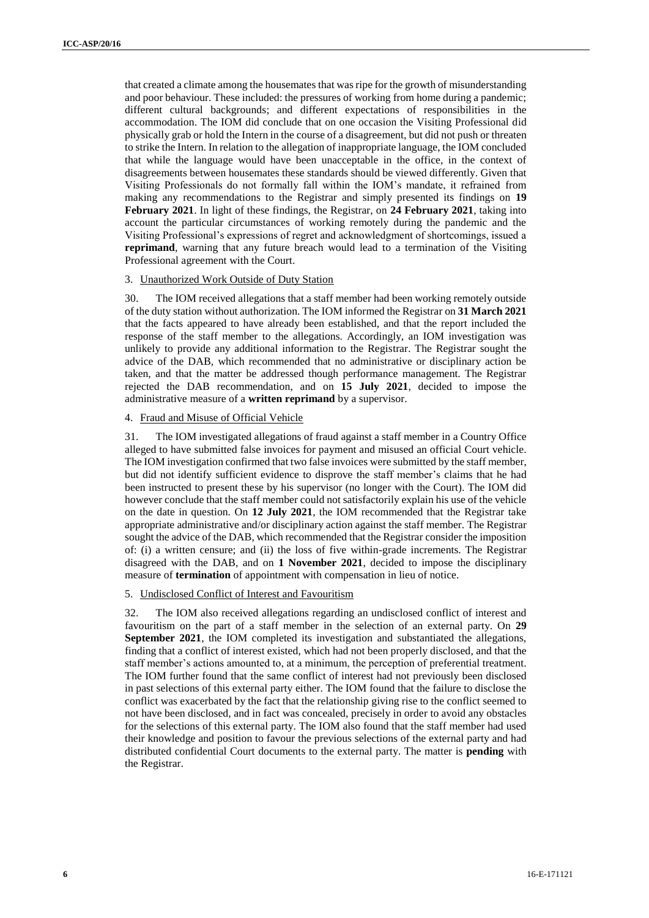that created a climate among the housemates that was ripe for the growth of misunderstanding and poor behaviour. These included: the pressures of working from home during a pandemic; different cultural backgrounds; and different expectations of responsibilities in the accommodation. The IOM did conclude that on one occasion the Visiting Professional did physically grab or hold the Intern in the course of a disagreement, but did not push or threaten to strike the Intern. In relation to the allegation of inappropriate language, the IOM concluded that while the language would have been unacceptable in the office, in the context of disagreements between housemates these standards should be viewed differently. Given that Visiting Professionals do not formally fall within the IOM's mandate, it refrained from making any recommendations to the Registrar and simply presented its findings on **19 February 2021**. In light of these findings, the Registrar, on **24 February 2021**, taking into account the particular circumstances of working remotely during the pandemic and the Visiting Professional's expressions of regret and acknowledgment of shortcomings, issued a **reprimand**, warning that any future breach would lead to a termination of the Visiting Professional agreement with the Court.

3. Unauthorized Work Outside of Duty Station

30. The IOM received allegations that a staff member had been working remotely outside of the duty station without authorization. The IOM informed the Registrar on **31 March 2021** that the facts appeared to have already been established, and that the report included the response of the staff member to the allegations. Accordingly, an IOM investigation was unlikely to provide any additional information to the Registrar. The Registrar sought the advice of the DAB, which recommended that no administrative or disciplinary action be taken, and that the matter be addressed though performance management. The Registrar rejected the DAB recommendation, and on **15 July 2021**, decided to impose the administrative measure of a **written reprimand** by a supervisor.

4. Fraud and Misuse of Official Vehicle

31. The IOM investigated allegations of fraud against a staff member in a Country Office alleged to have submitted false invoices for payment and misused an official Court vehicle. The IOM investigation confirmed that two false invoices were submitted by the staff member, but did not identify sufficient evidence to disprove the staff member's claims that he had been instructed to present these by his supervisor (no longer with the Court). The IOM did however conclude that the staff member could not satisfactorily explain his use of the vehicle on the date in question. On **12 July 2021**, the IOM recommended that the Registrar take appropriate administrative and/or disciplinary action against the staff member. The Registrar sought the advice of the DAB, which recommended that the Registrar consider the imposition of: (i) a written censure; and (ii) the loss of five within-grade increments. The Registrar disagreed with the DAB, and on **1 November 2021**, decided to impose the disciplinary measure of **termination** of appointment with compensation in lieu of notice.

5. Undisclosed Conflict of Interest and Favouritism

32. The IOM also received allegations regarding an undisclosed conflict of interest and favouritism on the part of a staff member in the selection of an external party. On **29 September 2021**, the IOM completed its investigation and substantiated the allegations, finding that a conflict of interest existed, which had not been properly disclosed, and that the staff member's actions amounted to, at a minimum, the perception of preferential treatment. The IOM further found that the same conflict of interest had not previously been disclosed in past selections of this external party either. The IOM found that the failure to disclose the conflict was exacerbated by the fact that the relationship giving rise to the conflict seemed to not have been disclosed, and in fact was concealed, precisely in order to avoid any obstacles for the selections of this external party. The IOM also found that the staff member had used their knowledge and position to favour the previous selections of the external party and had distributed confidential Court documents to the external party. The matter is **pending** with the Registrar.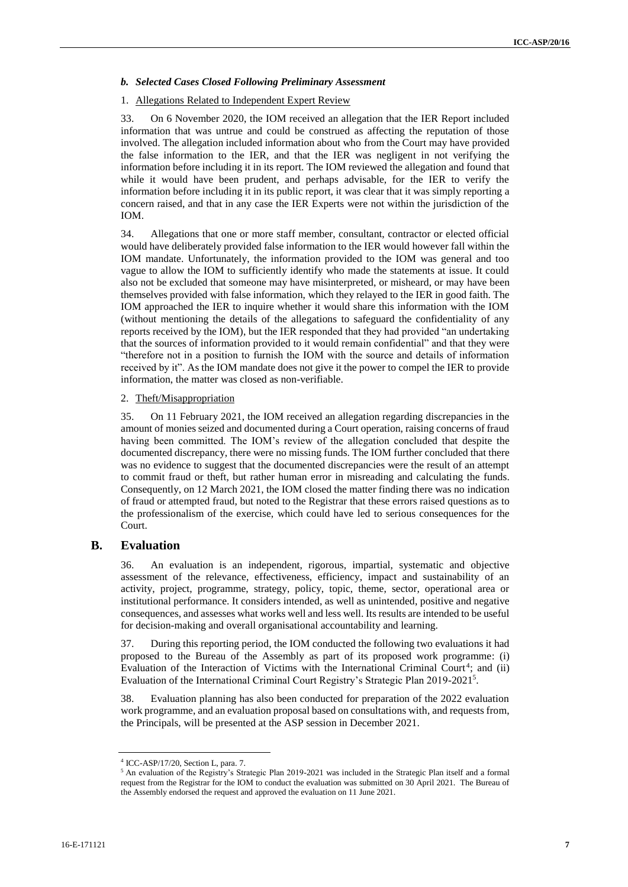#### *b. Selected Cases Closed Following Preliminary Assessment*

1. Allegations Related to Independent Expert Review

33. On 6 November 2020, the IOM received an allegation that the IER Report included information that was untrue and could be construed as affecting the reputation of those involved. The allegation included information about who from the Court may have provided the false information to the IER, and that the IER was negligent in not verifying the information before including it in its report. The IOM reviewed the allegation and found that while it would have been prudent, and perhaps advisable, for the IER to verify the information before including it in its public report, it was clear that it was simply reporting a concern raised, and that in any case the IER Experts were not within the jurisdiction of the IOM.

34. Allegations that one or more staff member, consultant, contractor or elected official would have deliberately provided false information to the IER would however fall within the IOM mandate. Unfortunately, the information provided to the IOM was general and too vague to allow the IOM to sufficiently identify who made the statements at issue. It could also not be excluded that someone may have misinterpreted, or misheard, or may have been themselves provided with false information, which they relayed to the IER in good faith. The IOM approached the IER to inquire whether it would share this information with the IOM (without mentioning the details of the allegations to safeguard the confidentiality of any reports received by the IOM), but the IER responded that they had provided "an undertaking that the sources of information provided to it would remain confidential" and that they were "therefore not in a position to furnish the IOM with the source and details of information received by it". As the IOM mandate does not give it the power to compel the IER to provide information, the matter was closed as non-verifiable.

2. Theft/Misappropriation

35. On 11 February 2021, the IOM received an allegation regarding discrepancies in the amount of monies seized and documented during a Court operation, raising concerns of fraud having been committed. The IOM's review of the allegation concluded that despite the documented discrepancy, there were no missing funds. The IOM further concluded that there was no evidence to suggest that the documented discrepancies were the result of an attempt to commit fraud or theft, but rather human error in misreading and calculating the funds. Consequently, on 12 March 2021, the IOM closed the matter finding there was no indication of fraud or attempted fraud, but noted to the Registrar that these errors raised questions as to the professionalism of the exercise, which could have led to serious consequences for the Court.

## B. Evaluation

36. An evaluation is an independent, rigorous, impartial, systematic and objective assessment of the relevance, effectiveness, efficiency, impact and sustainability of an activity, project, programme, strategy, policy, topic, theme, sector, operational area or institutional performance. It considers intended, as well as unintended, positive and negative consequences, and assesses what works well and less well. Its results are intended to be useful for decision-making and overall organisational accountability and learning.

37. During this reporting period, the IOM conducted the following two evaluations it had proposed to the Bureau of the Assembly as part of its proposed work programme: (i) Evaluation of the Interaction of Victims with the International Criminal Court[4]; and (ii) Evaluation of the International Criminal Court Registry's Strategic Plan 2019-2021[5].

38. Evaluation planning has also been conducted for preparation of the 2022 evaluation work programme, and an evaluation proposal based on consultations with, and requests from, the Principals, will be presented at the ASP session in December 2021.

---

[4] ICC-ASP/17/20, Section L, para. 7.

[5] An evaluation of the Registry's Strategic Plan 2019-2021 was included in the Strategic Plan itself and a formal request from the Registrar for the IOM to conduct the evaluation was submitted on 30 April 2021. The Bureau of the Assembly endorsed the request and approved the evaluation on 11 June 2021.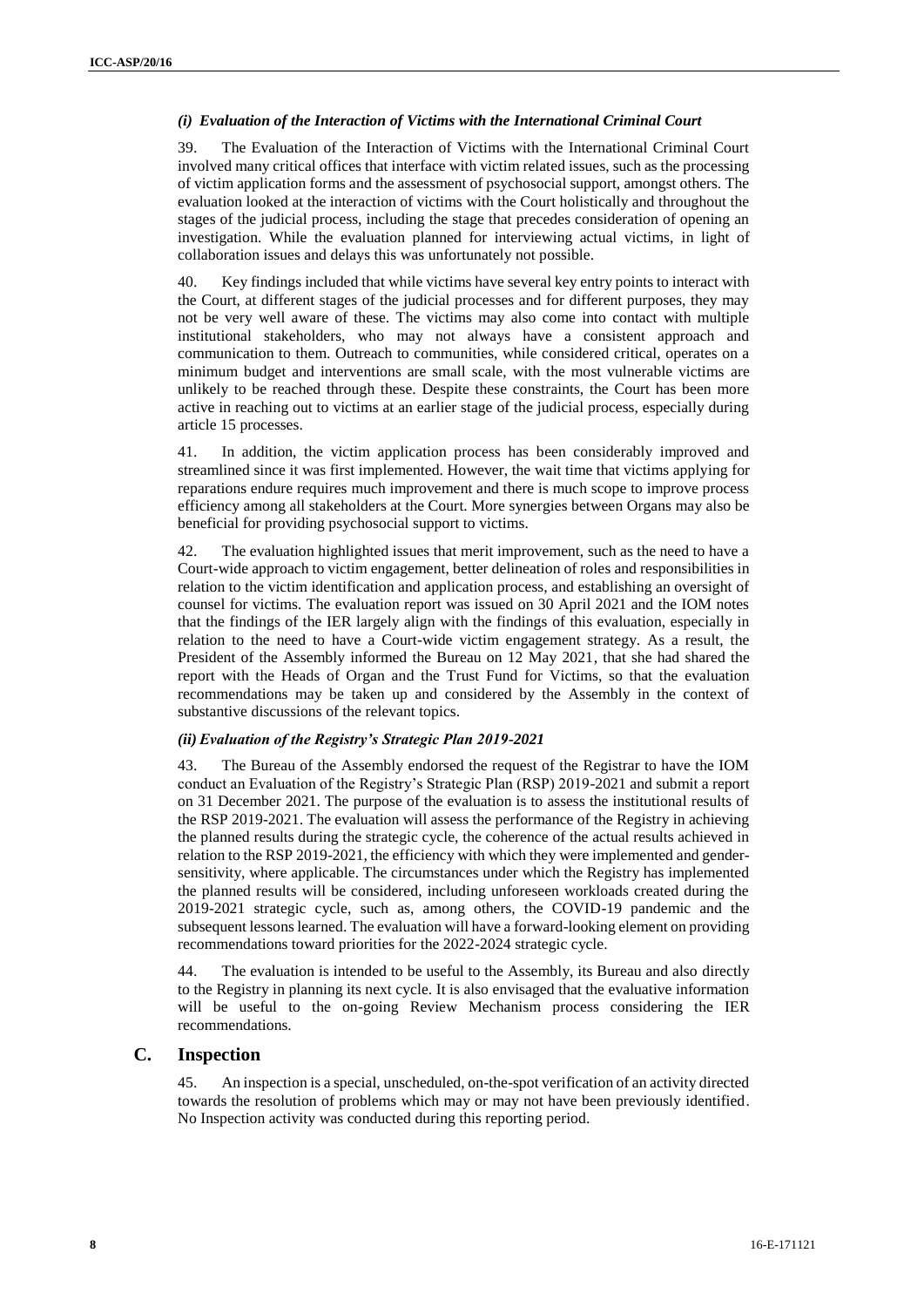#### *(i) Evaluation of the Interaction of Victims with the International Criminal Court*

39. The Evaluation of the Interaction of Victims with the International Criminal Court involved many critical offices that interface with victim related issues, such as the processing of victim application forms and the assessment of psychosocial support, amongst others. The evaluation looked at the interaction of victims with the Court holistically and throughout the stages of the judicial process, including the stage that precedes consideration of opening an investigation. While the evaluation planned for interviewing actual victims, in light of collaboration issues and delays this was unfortunately not possible.

40. Key findings included that while victims have several key entry points to interact with the Court, at different stages of the judicial processes and for different purposes, they may not be very well aware of these. The victims may also come into contact with multiple institutional stakeholders, who may not always have a consistent approach and communication to them. Outreach to communities, while considered critical, operates on a minimum budget and interventions are small scale, with the most vulnerable victims are unlikely to be reached through these. Despite these constraints, the Court has been more active in reaching out to victims at an earlier stage of the judicial process, especially during article 15 processes.

41. In addition, the victim application process has been considerably improved and streamlined since it was first implemented. However, the wait time that victims applying for reparations endure requires much improvement and there is much scope to improve process efficiency among all stakeholders at the Court. More synergies between Organs may also be beneficial for providing psychosocial support to victims.

42. The evaluation highlighted issues that merit improvement, such as the need to have a Court-wide approach to victim engagement, better delineation of roles and responsibilities in relation to the victim identification and application process, and establishing an oversight of counsel for victims. The evaluation report was issued on 30 April 2021 and the IOM notes that the findings of the IER largely align with the findings of this evaluation, especially in relation to the need to have a Court-wide victim engagement strategy. As a result, the President of the Assembly informed the Bureau on 12 May 2021, that she had shared the report with the Heads of Organ and the Trust Fund for Victims, so that the evaluation recommendations may be taken up and considered by the Assembly in the context of substantive discussions of the relevant topics.

#### *(ii) Evaluation of the Registry's Strategic Plan 2019-2021*

43. The Bureau of the Assembly endorsed the request of the Registrar to have the IOM conduct an Evaluation of the Registry's Strategic Plan (RSP) 2019-2021 and submit a report on 31 December 2021. The purpose of the evaluation is to assess the institutional results of the RSP 2019-2021. The evaluation will assess the performance of the Registry in achieving the planned results during the strategic cycle, the coherence of the actual results achieved in relation to the RSP 2019-2021, the efficiency with which they were implemented and gender-sensitivity, where applicable. The circumstances under which the Registry has implemented the planned results will be considered, including unforeseen workloads created during the 2019-2021 strategic cycle, such as, among others, the COVID-19 pandemic and the subsequent lessons learned. The evaluation will have a forward-looking element on providing recommendations toward priorities for the 2022-2024 strategic cycle.

44. The evaluation is intended to be useful to the Assembly, its Bureau and also directly to the Registry in planning its next cycle. It is also envisaged that the evaluative information will be useful to the on-going Review Mechanism process considering the IER recommendations.

## C. Inspection

45. An inspection is a special, unscheduled, on-the-spot verification of an activity directed towards the resolution of problems which may or may not have been previously identified. No Inspection activity was conducted during this reporting period.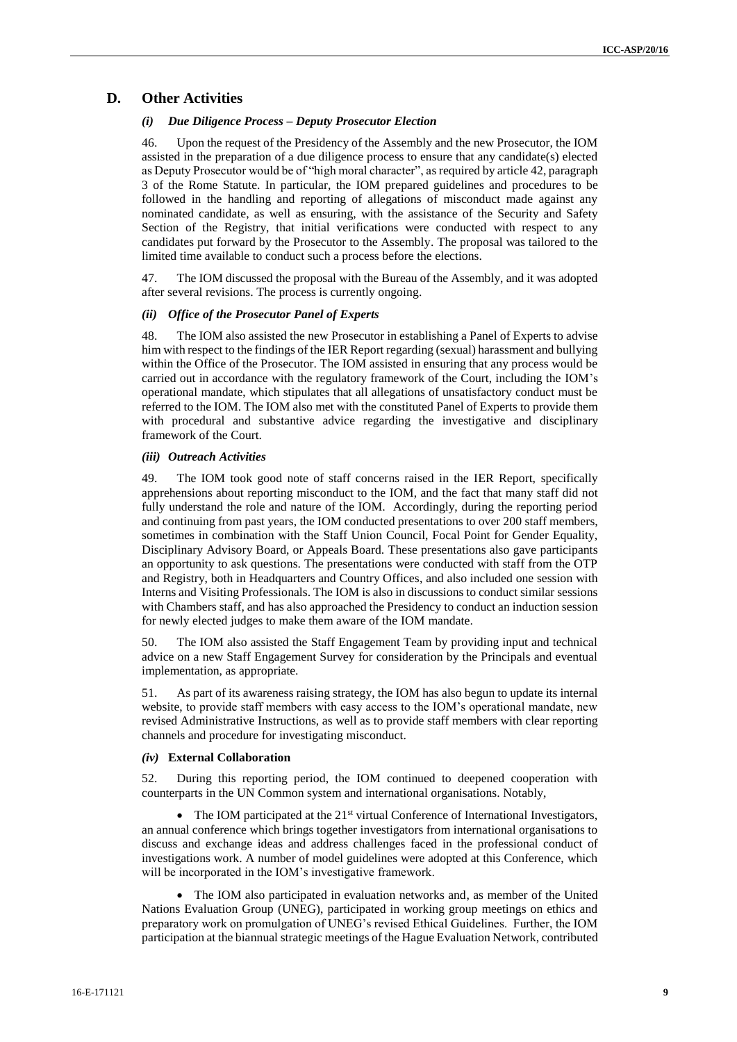## D. Other Activities

### *(i) Due Diligence Process – Deputy Prosecutor Election*

46. Upon the request of the Presidency of the Assembly and the new Prosecutor, the IOM assisted in the preparation of a due diligence process to ensure that any candidate(s) elected as Deputy Prosecutor would be of "high moral character", as required by article 42, paragraph 3 of the Rome Statute. In particular, the IOM prepared guidelines and procedures to be followed in the handling and reporting of allegations of misconduct made against any nominated candidate, as well as ensuring, with the assistance of the Security and Safety Section of the Registry, that initial verifications were conducted with respect to any candidates put forward by the Prosecutor to the Assembly. The proposal was tailored to the limited time available to conduct such a process before the elections.

47. The IOM discussed the proposal with the Bureau of the Assembly, and it was adopted after several revisions. The process is currently ongoing.

### *(ii) Office of the Prosecutor Panel of Experts*

48. The IOM also assisted the new Prosecutor in establishing a Panel of Experts to advise him with respect to the findings of the IER Report regarding (sexual) harassment and bullying within the Office of the Prosecutor. The IOM assisted in ensuring that any process would be carried out in accordance with the regulatory framework of the Court, including the IOM's operational mandate, which stipulates that all allegations of unsatisfactory conduct must be referred to the IOM. The IOM also met with the constituted Panel of Experts to provide them with procedural and substantive advice regarding the investigative and disciplinary framework of the Court.

### *(iii) Outreach Activities*

49. The IOM took good note of staff concerns raised in the IER Report, specifically apprehensions about reporting misconduct to the IOM, and the fact that many staff did not fully understand the role and nature of the IOM. Accordingly, during the reporting period and continuing from past years, the IOM conducted presentations to over 200 staff members, sometimes in combination with the Staff Union Council, Focal Point for Gender Equality, Disciplinary Advisory Board, or Appeals Board. These presentations also gave participants an opportunity to ask questions. The presentations were conducted with staff from the OTP and Registry, both in Headquarters and Country Offices, and also included one session with Interns and Visiting Professionals. The IOM is also in discussions to conduct similar sessions with Chambers staff, and has also approached the Presidency to conduct an induction session for newly elected judges to make them aware of the IOM mandate.

50. The IOM also assisted the Staff Engagement Team by providing input and technical advice on a new Staff Engagement Survey for consideration by the Principals and eventual implementation, as appropriate.

51. As part of its awareness raising strategy, the IOM has also begun to update its internal website, to provide staff members with easy access to the IOM's operational mandate, new revised Administrative Instructions, as well as to provide staff members with clear reporting channels and procedure for investigating misconduct.

### *(iv)* **External Collaboration**

52. During this reporting period, the IOM continued to deepened cooperation with counterparts in the UN Common system and international organisations. Notably,

- The IOM participated at the 21st virtual Conference of International Investigators, an annual conference which brings together investigators from international organisations to discuss and exchange ideas and address challenges faced in the professional conduct of investigations work. A number of model guidelines were adopted at this Conference, which will be incorporated in the IOM's investigative framework.

- The IOM also participated in evaluation networks and, as member of the United Nations Evaluation Group (UNEG), participated in working group meetings on ethics and preparatory work on promulgation of UNEG's revised Ethical Guidelines. Further, the IOM participation at the biannual strategic meetings of the Hague Evaluation Network, contributed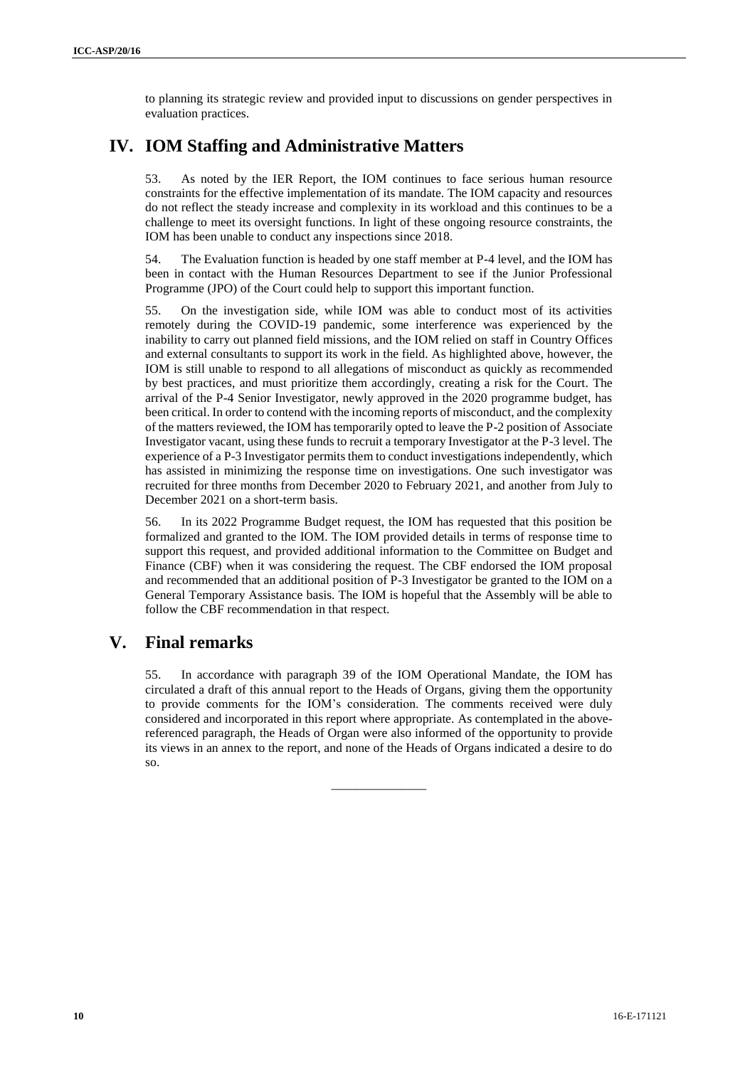to planning its strategic review and provided input to discussions on gender perspectives in evaluation practices.

# IV. IOM Staffing and Administrative Matters

53. As noted by the IER Report, the IOM continues to face serious human resource constraints for the effective implementation of its mandate. The IOM capacity and resources do not reflect the steady increase and complexity in its workload and this continues to be a challenge to meet its oversight functions. In light of these ongoing resource constraints, the IOM has been unable to conduct any inspections since 2018.

54. The Evaluation function is headed by one staff member at P-4 level, and the IOM has been in contact with the Human Resources Department to see if the Junior Professional Programme (JPO) of the Court could help to support this important function.

55. On the investigation side, while IOM was able to conduct most of its activities remotely during the COVID-19 pandemic, some interference was experienced by the inability to carry out planned field missions, and the IOM relied on staff in Country Offices and external consultants to support its work in the field. As highlighted above, however, the IOM is still unable to respond to all allegations of misconduct as quickly as recommended by best practices, and must prioritize them accordingly, creating a risk for the Court. The arrival of the P-4 Senior Investigator, newly approved in the 2020 programme budget, has been critical. In order to contend with the incoming reports of misconduct, and the complexity of the matters reviewed, the IOM has temporarily opted to leave the P-2 position of Associate Investigator vacant, using these funds to recruit a temporary Investigator at the P-3 level. The experience of a P-3 Investigator permits them to conduct investigations independently, which has assisted in minimizing the response time on investigations. One such investigator was recruited for three months from December 2020 to February 2021, and another from July to December 2021 on a short-term basis.

56. In its 2022 Programme Budget request, the IOM has requested that this position be formalized and granted to the IOM. The IOM provided details in terms of response time to support this request, and provided additional information to the Committee on Budget and Finance (CBF) when it was considering the request. The CBF endorsed the IOM proposal and recommended that an additional position of P-3 Investigator be granted to the IOM on a General Temporary Assistance basis. The IOM is hopeful that the Assembly will be able to follow the CBF recommendation in that respect.

# V. Final remarks

55. In accordance with paragraph 39 of the IOM Operational Mandate, the IOM has circulated a draft of this annual report to the Heads of Organs, giving them the opportunity to provide comments for the IOM's consideration. The comments received were duly considered and incorporated in this report where appropriate. As contemplated in the above-referenced paragraph, the Heads of Organ were also informed of the opportunity to provide its views in an annex to the report, and none of the Heads of Organs indicated a desire to do so.

\_\_\_\_\_\_\_\_\_\_\_\_\_\_\_\_